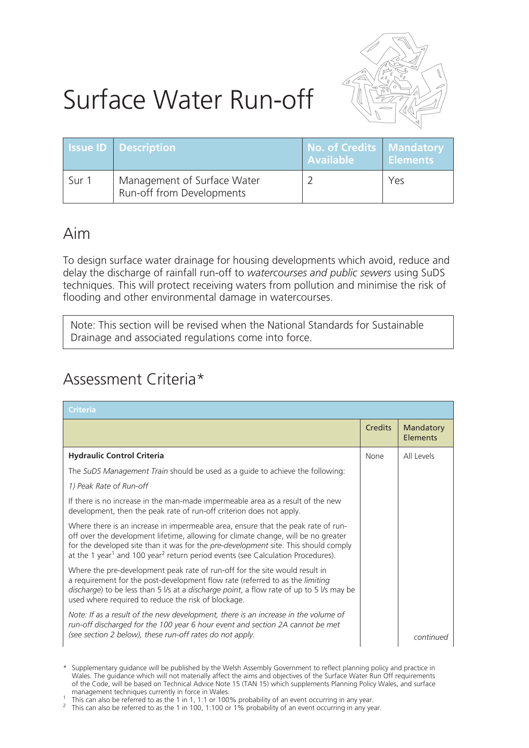# Surface Water Run-off

| Issue ID | Description | No. of Credits Available | Mandatory Elements |
|---|---|---|---|
| Sur 1 | Management of Surface Water Run-off from Developments | 2 | Yes |

## Aim

To design surface water drainage for housing developments which avoid, reduce and delay the discharge of rainfall run-off to *watercourses and public sewers* using SuDS techniques. This will protect receiving waters from pollution and minimise the risk of flooding and other environmental damage in watercourses.

> Note: This section will be revised when the National Standards for Sustainable Drainage and associated regulations come into force.

## Assessment Criteria*

| Criteria | Credits | Mandatory Elements |
|---|---|---|
| **Hydraulic Control Criteria** | None | All Levels |
| The *SuDS Management Train* should be used as a guide to achieve the following: | | |
| *1) Peak Rate of Run-off* | | |
| If there is no increase in the man-made impermeable area as a result of the new development, then the peak rate of run-off criterion does not apply. | | |
| Where there is an increase in impermeable area, ensure that the peak rate of run-off over the development lifetime, allowing for climate change, will be no greater for the developed site than it was for the *pre-development* site. This should comply at the 1 year[1] and 100 year[2] return period events (see Calculation Procedures). | | |
| Where the pre-development peak rate of run-off for the site would result in a requirement for the post-development flow rate (referred to as the *limiting discharge*) to be less than 5 l/s at a *discharge point*, a flow rate of up to 5 l/s may be used where required to reduce the risk of blockage. | | |
| *Note: If as a result of the new development, there is an increase in the volume of run-off discharged for the 100 year 6 hour event and section 2A cannot be met (see section 2 below), these run-off rates do not apply.* | | *continued* |

\* Supplementary guidance will be published by the Welsh Assembly Government to reflect planning policy and practice in Wales. The guidance which will not materially affect the aims and objectives of the Surface Water Run Off requirements of the Code, will be based on Technical Advice Note 15 (TAN 15) which supplements Planning Policy Wales, and surface management techniques currently in force in Wales.

[1] This can also be referred to as the 1 in 1, 1:1 or 100% probability of an event occurring in any year.

[2] This can also be referred to as the 1 in 100, 1:100 or 1% probability of an event occurring in any year.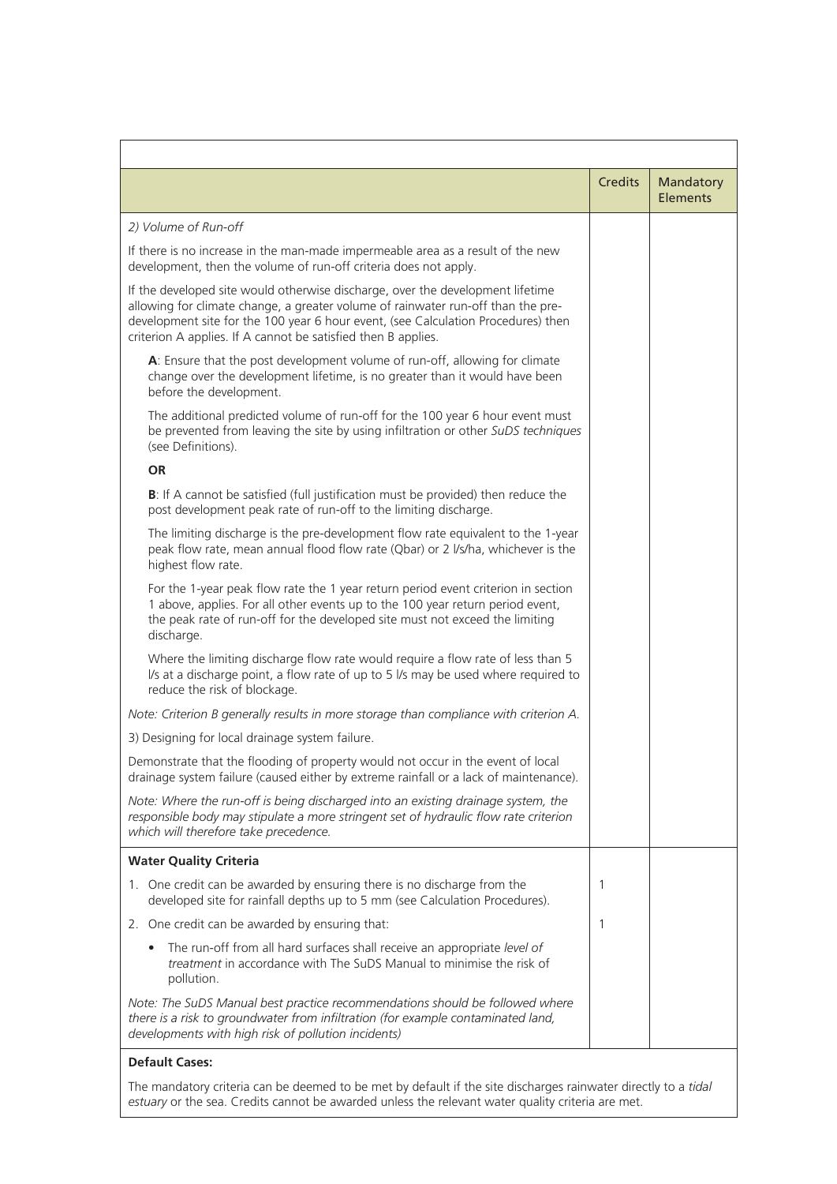| | Credits | Mandatory Elements |
|---|---|---|
| *2) Volume of Run-off* | | |
| If there is no increase in the man-made impermeable area as a result of the new development, then the volume of run-off criteria does not apply. | | |
| If the developed site would otherwise discharge, over the development lifetime allowing for climate change, a greater volume of rainwater run-off than the pre-development site for the 100 year 6 hour event, (see Calculation Procedures) then criterion A applies. If A cannot be satisfied then B applies. | | |
| **A**: Ensure that the post development volume of run-off, allowing for climate change over the development lifetime, is no greater than it would have been before the development. | | |
| The additional predicted volume of run-off for the 100 year 6 hour event must be prevented from leaving the site by using infiltration or other *SuDS techniques* (see Definitions). | | |
| **OR** | | |
| **B**: If A cannot be satisfied (full justification must be provided) then reduce the post development peak rate of run-off to the limiting discharge. | | |
| The limiting discharge is the pre-development flow rate equivalent to the 1-year peak flow rate, mean annual flood flow rate (Qbar) or 2 l/s/ha, whichever is the highest flow rate. | | |
| For the 1-year peak flow rate the 1 year return period event criterion in section 1 above, applies. For all other events up to the 100 year return period event, the peak rate of run-off for the developed site must not exceed the limiting discharge. | | |
| Where the limiting discharge flow rate would require a flow rate of less than 5 l/s at a discharge point, a flow rate of up to 5 l/s may be used where required to reduce the risk of blockage. | | |
| *Note: Criterion B generally results in more storage than compliance with criterion A.* | | |
| 3) Designing for local drainage system failure. | | |
| Demonstrate that the flooding of property would not occur in the event of local drainage system failure (caused either by extreme rainfall or a lack of maintenance). | | |
| *Note: Where the run-off is being discharged into an existing drainage system, the responsible body may stipulate a more stringent set of hydraulic flow rate criterion which will therefore take precedence.* | | |
| **Water Quality Criteria** | | |
| 1. One credit can be awarded by ensuring there is no discharge from the developed site for rainfall depths up to 5 mm (see Calculation Procedures). | 1 | |
| 2. One credit can be awarded by ensuring that: | 1 | |
| • The run-off from all hard surfaces shall receive an appropriate *level of treatment* in accordance with The SuDS Manual to minimise the risk of pollution. | | |
| *Note: The SuDS Manual best practice recommendations should be followed where there is a risk to groundwater from infiltration (for example contaminated land, developments with high risk of pollution incidents)* | | |

**Default Cases:**

The mandatory criteria can be deemed to be met by default if the site discharges rainwater directly to a *tidal estuary* or the sea. Credits cannot be awarded unless the relevant water quality criteria are met.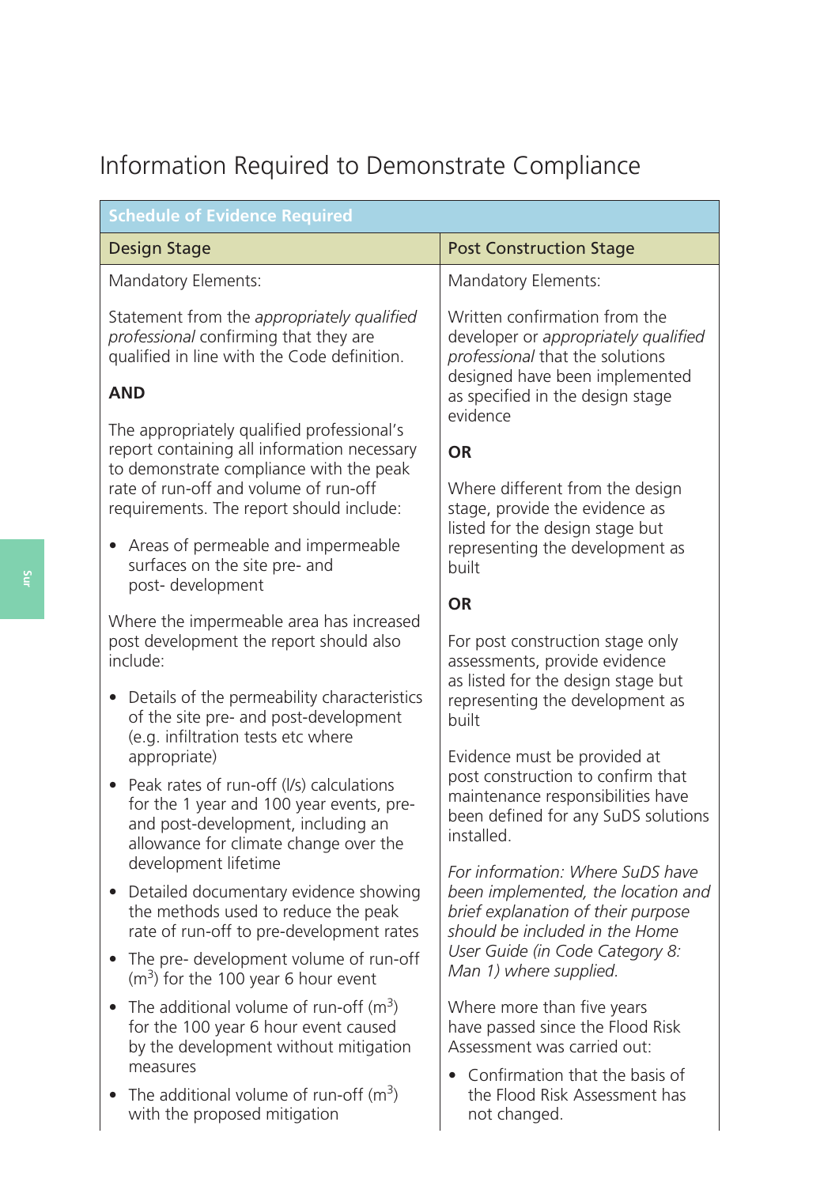## Information Required to Demonstrate Compliance

| Schedule of Evidence Required | |
|---|---|
| **Design Stage** | **Post Construction Stage** |
| Mandatory Elements:<br><br>Statement from the *appropriately qualified professional* confirming that they are qualified in line with the Code definition.<br><br>**AND**<br><br>The appropriately qualified professional's report containing all information necessary to demonstrate compliance with the peak rate of run-off and volume of run-off requirements. The report should include:<br><br>• Areas of permeable and impermeable surfaces on the site pre- and post- development<br><br>Where the impermeable area has increased post development the report should also include:<br><br>• Details of the permeability characteristics of the site pre- and post-development (e.g. infiltration tests etc where appropriate)<br>• Peak rates of run-off (l/s) calculations for the 1 year and 100 year events, pre- and post-development, including an allowance for climate change over the development lifetime<br>• Detailed documentary evidence showing the methods used to reduce the peak rate of run-off to pre-development rates<br>• The pre- development volume of run-off ($m^3$) for the 100 year 6 hour event<br>• The additional volume of run-off ($m^3$) for the 100 year 6 hour event caused by the development without mitigation measures<br>• The additional volume of run-off ($m^3$) with the proposed mitigation | Mandatory Elements:<br><br>Written confirmation from the developer or *appropriately qualified professional* that the solutions designed have been implemented as specified in the design stage evidence<br><br>**OR**<br><br>Where different from the design stage, provide the evidence as listed for the design stage but representing the development as built<br><br>**OR**<br><br>For post construction stage only assessments, provide evidence as listed for the design stage but representing the development as built<br><br>Evidence must be provided at post construction to confirm that maintenance responsibilities have been defined for any SuDS solutions installed.<br><br>*For information: Where SuDS have been implemented, the location and brief explanation of their purpose should be included in the Home User Guide (in Code Category 8: Man 1) where supplied.*<br><br>Where more than five years have passed since the Flood Risk Assessment was carried out:<br><br>• Confirmation that the basis of the Flood Risk Assessment has not changed. |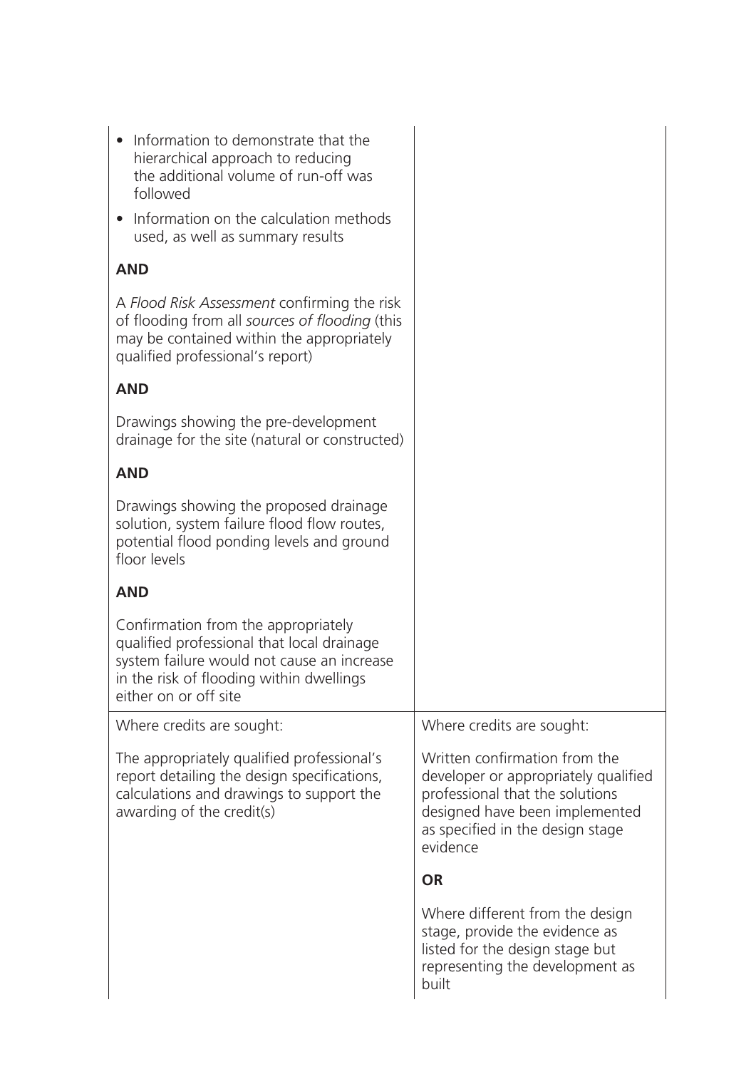| | |
|---|---|
| • Information to demonstrate that the hierarchical approach to reducing the additional volume of run-off was followed<br>• Information on the calculation methods used, as well as summary results<br><br>**AND**<br><br>A *Flood Risk Assessment* confirming the risk of flooding from all *sources of flooding* (this may be contained within the appropriately qualified professional's report)<br><br>**AND**<br><br>Drawings showing the pre-development drainage for the site (natural or constructed)<br><br>**AND**<br><br>Drawings showing the proposed drainage solution, system failure flood flow routes, potential flood ponding levels and ground floor levels<br><br>**AND**<br><br>Confirmation from the appropriately qualified professional that local drainage system failure would not cause an increase in the risk of flooding within dwellings either on or off site | |
| Where credits are sought:<br><br>The appropriately qualified professional's report detailing the design specifications, calculations and drawings to support the awarding of the credit(s) | Where credits are sought:<br><br>Written confirmation from the developer or appropriately qualified professional that the solutions designed have been implemented as specified in the design stage evidence<br><br>**OR**<br><br>Where different from the design stage, provide the evidence as listed for the design stage but representing the development as built |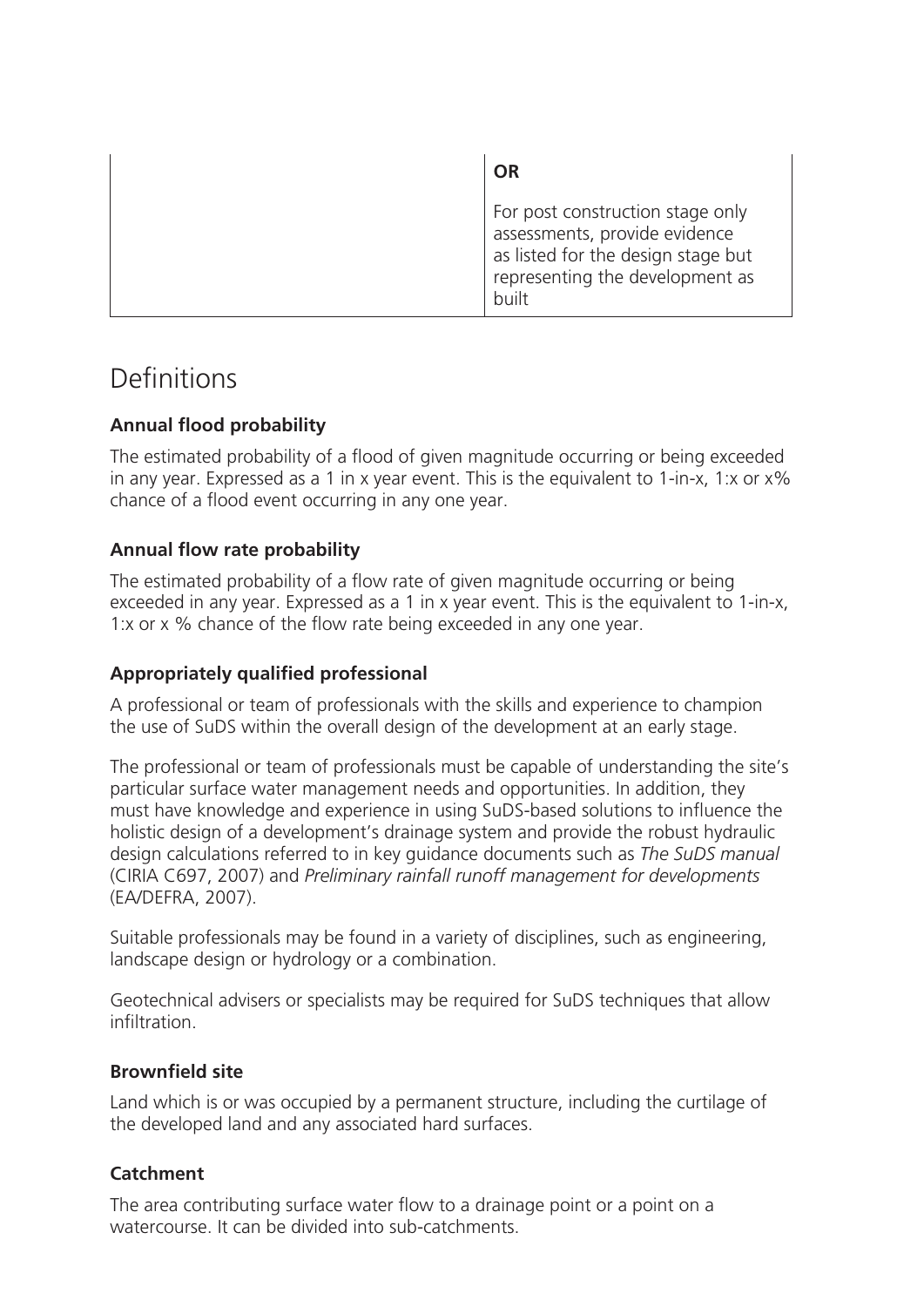|  | **OR**<br><br>For post construction stage only assessments, provide evidence as listed for the design stage but representing the development as built |
|---|---|

# Definitions

### Annual flood probability

The estimated probability of a flood of given magnitude occurring or being exceeded in any year. Expressed as a 1 in x year event. This is the equivalent to 1-in-x, 1:x or x% chance of a flood event occurring in any one year.

### Annual flow rate probability

The estimated probability of a flow rate of given magnitude occurring or being exceeded in any year. Expressed as a 1 in x year event. This is the equivalent to 1-in-x, 1:x or x % chance of the flow rate being exceeded in any one year.

### Appropriately qualified professional

A professional or team of professionals with the skills and experience to champion the use of SuDS within the overall design of the development at an early stage.

The professional or team of professionals must be capable of understanding the site's particular surface water management needs and opportunities. In addition, they must have knowledge and experience in using SuDS-based solutions to influence the holistic design of a development's drainage system and provide the robust hydraulic design calculations referred to in key guidance documents such as *The SuDS manual* (CIRIA C697, 2007) and *Preliminary rainfall runoff management for developments* (EA/DEFRA, 2007).

Suitable professionals may be found in a variety of disciplines, such as engineering, landscape design or hydrology or a combination.

Geotechnical advisers or specialists may be required for SuDS techniques that allow infiltration.

### Brownfield site

Land which is or was occupied by a permanent structure, including the curtilage of the developed land and any associated hard surfaces.

### Catchment

The area contributing surface water flow to a drainage point or a point on a watercourse. It can be divided into sub-catchments.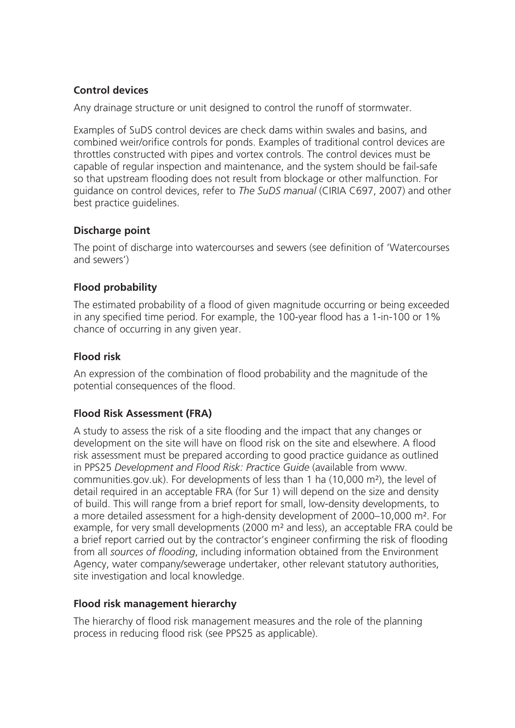**Control devices**

Any drainage structure or unit designed to control the runoff of stormwater.

Examples of SuDS control devices are check dams within swales and basins, and combined weir/orifice controls for ponds. Examples of traditional control devices are throttles constructed with pipes and vortex controls. The control devices must be capable of regular inspection and maintenance, and the system should be fail-safe so that upstream flooding does not result from blockage or other malfunction. For guidance on control devices, refer to *The SuDS manual* (CIRIA C697, 2007) and other best practice guidelines.

**Discharge point**

The point of discharge into watercourses and sewers (see definition of 'Watercourses and sewers')

**Flood probability**

The estimated probability of a flood of given magnitude occurring or being exceeded in any specified time period. For example, the 100-year flood has a 1-in-100 or 1% chance of occurring in any given year.

**Flood risk**

An expression of the combination of flood probability and the magnitude of the potential consequences of the flood.

**Flood Risk Assessment (FRA)**

A study to assess the risk of a site flooding and the impact that any changes or development on the site will have on flood risk on the site and elsewhere. A flood risk assessment must be prepared according to good practice guidance as outlined in PPS25 *Development and Flood Risk: Practice Guide* (available from www.communities.gov.uk). For developments of less than 1 ha (10,000 m²), the level of detail required in an acceptable FRA (for Sur 1) will depend on the size and density of build. This will range from a brief report for small, low-density developments, to a more detailed assessment for a high-density development of 2000–10,000 m². For example, for very small developments (2000 m² and less), an acceptable FRA could be a brief report carried out by the contractor's engineer confirming the risk of flooding from all *sources of flooding*, including information obtained from the Environment Agency, water company/sewerage undertaker, other relevant statutory authorities, site investigation and local knowledge.

**Flood risk management hierarchy**

The hierarchy of flood risk management measures and the role of the planning process in reducing flood risk (see PPS25 as applicable).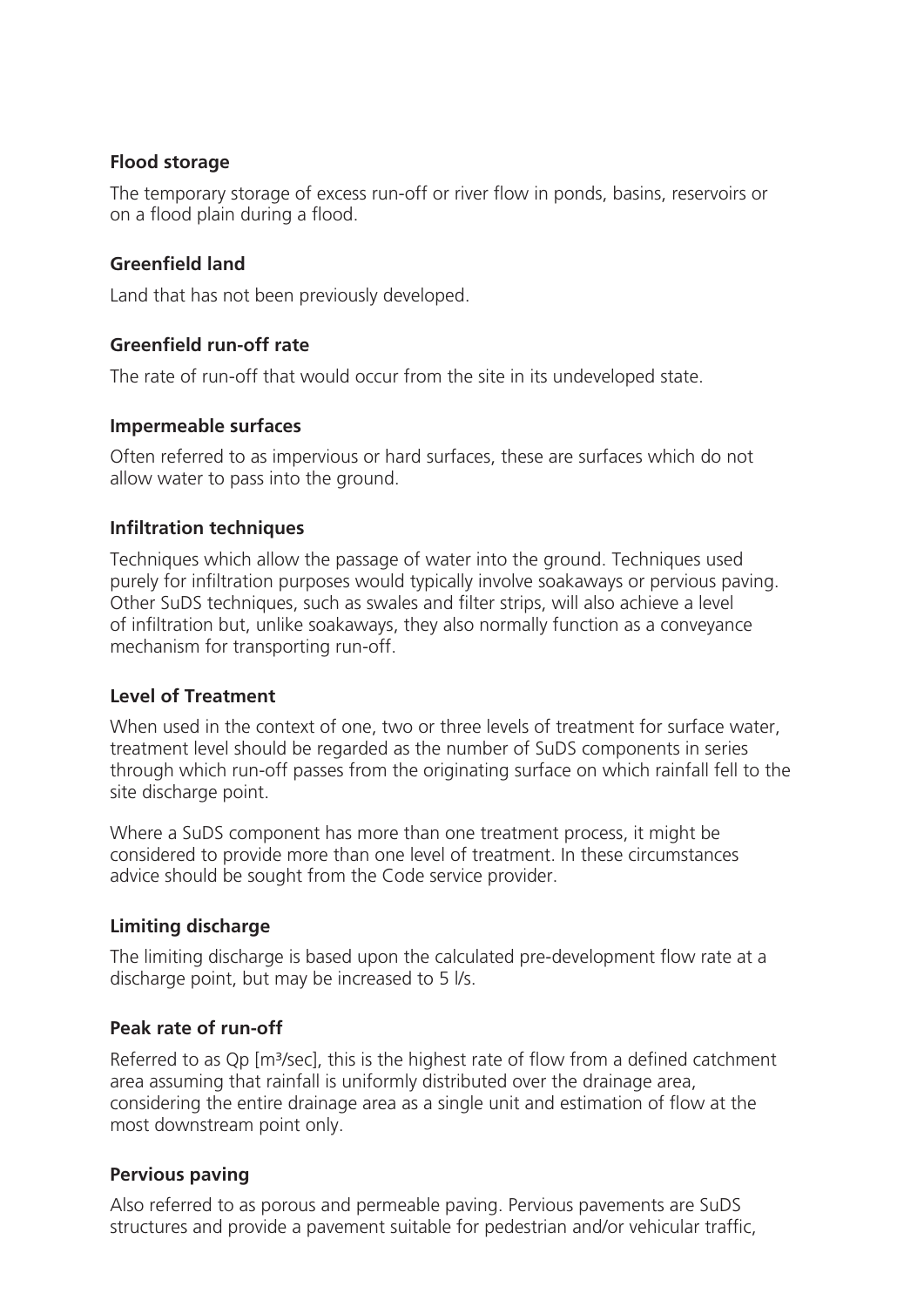**Flood storage**

The temporary storage of excess run-off or river flow in ponds, basins, reservoirs or on a flood plain during a flood.

**Greenfield land**

Land that has not been previously developed.

**Greenfield run-off rate**

The rate of run-off that would occur from the site in its undeveloped state.

**Impermeable surfaces**

Often referred to as impervious or hard surfaces, these are surfaces which do not allow water to pass into the ground.

**Infiltration techniques**

Techniques which allow the passage of water into the ground. Techniques used purely for infiltration purposes would typically involve soakaways or pervious paving. Other SuDS techniques, such as swales and filter strips, will also achieve a level of infiltration but, unlike soakaways, they also normally function as a conveyance mechanism for transporting run-off.

**Level of Treatment**

When used in the context of one, two or three levels of treatment for surface water, treatment level should be regarded as the number of SuDS components in series through which run-off passes from the originating surface on which rainfall fell to the site discharge point.

Where a SuDS component has more than one treatment process, it might be considered to provide more than one level of treatment. In these circumstances advice should be sought from the Code service provider.

**Limiting discharge**

The limiting discharge is based upon the calculated pre-development flow rate at a discharge point, but may be increased to 5 l/s.

**Peak rate of run-off**

Referred to as Qp [$m^3$/sec], this is the highest rate of flow from a defined catchment area assuming that rainfall is uniformly distributed over the drainage area, considering the entire drainage area as a single unit and estimation of flow at the most downstream point only.

**Pervious paving**

Also referred to as porous and permeable paving. Pervious pavements are SuDS structures and provide a pavement suitable for pedestrian and/or vehicular traffic,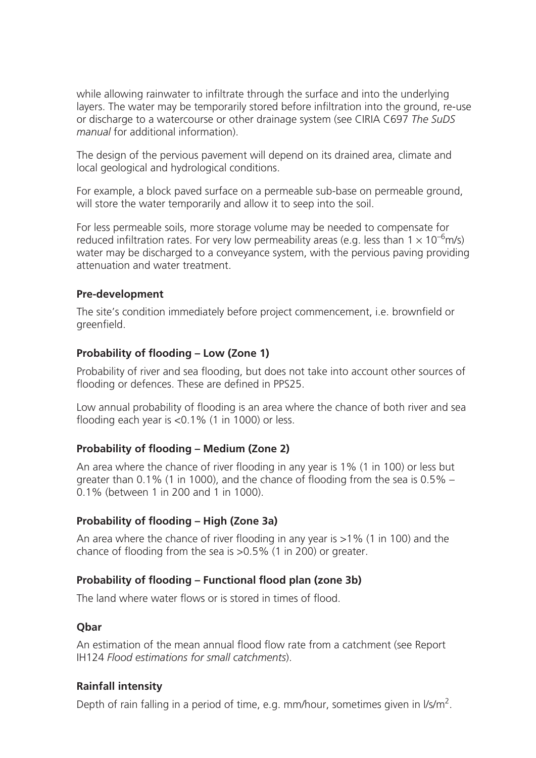while allowing rainwater to infiltrate through the surface and into the underlying layers. The water may be temporarily stored before infiltration into the ground, re-use or discharge to a watercourse or other drainage system (see CIRIA C697 *The SuDS manual* for additional information).

The design of the pervious pavement will depend on its drained area, climate and local geological and hydrological conditions.

For example, a block paved surface on a permeable sub-base on permeable ground, will store the water temporarily and allow it to seep into the soil.

For less permeable soils, more storage volume may be needed to compensate for reduced infiltration rates. For very low permeability areas (e.g. less than $1 \times 10^{-6}$m/s) water may be discharged to a conveyance system, with the pervious paving providing attenuation and water treatment.

**Pre-development**

The site's condition immediately before project commencement, i.e. brownfield or greenfield.

**Probability of flooding – Low (Zone 1)**

Probability of river and sea flooding, but does not take into account other sources of flooding or defences. These are defined in PPS25.

Low annual probability of flooding is an area where the chance of both river and sea flooding each year is <0.1% (1 in 1000) or less.

**Probability of flooding – Medium (Zone 2)**

An area where the chance of river flooding in any year is 1% (1 in 100) or less but greater than 0.1% (1 in 1000), and the chance of flooding from the sea is 0.5% – 0.1% (between 1 in 200 and 1 in 1000).

**Probability of flooding – High (Zone 3a)**

An area where the chance of river flooding in any year is >1% (1 in 100) and the chance of flooding from the sea is >0.5% (1 in 200) or greater.

**Probability of flooding – Functional flood plan (zone 3b)**

The land where water flows or is stored in times of flood.

**Qbar**

An estimation of the mean annual flood flow rate from a catchment (see Report IH124 *Flood estimations for small catchments*).

**Rainfall intensity**

Depth of rain falling in a period of time, e.g. mm/hour, sometimes given in l/s/m$^2$.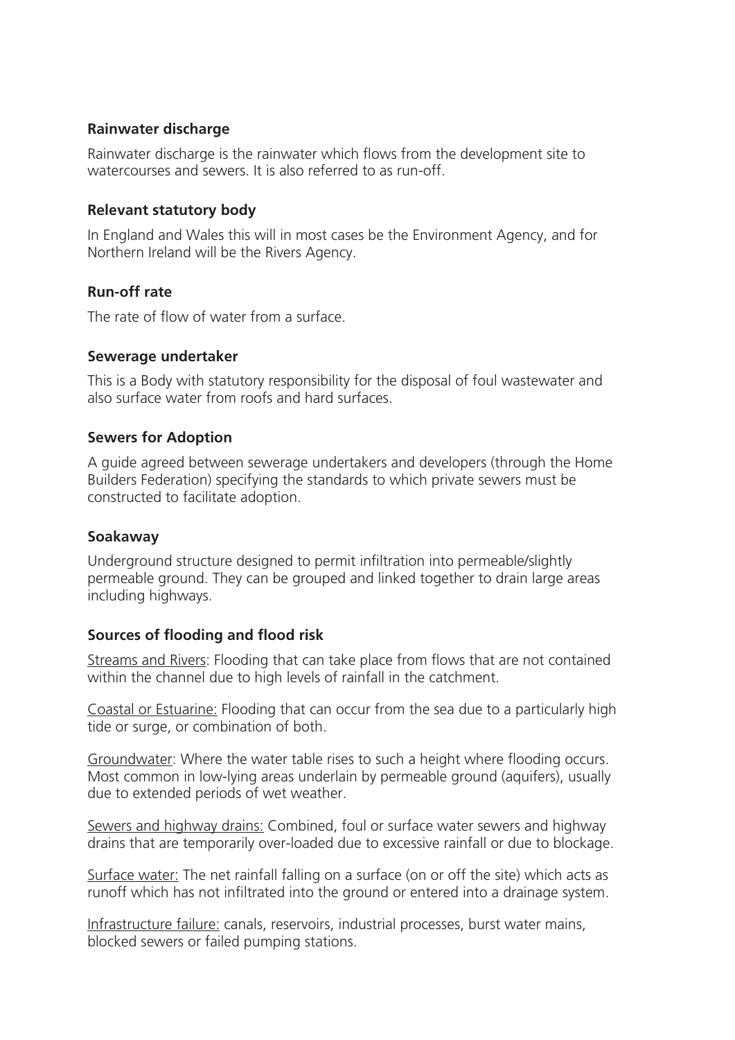**Rainwater discharge**

Rainwater discharge is the rainwater which flows from the development site to watercourses and sewers. It is also referred to as run-off.

**Relevant statutory body**

In England and Wales this will in most cases be the Environment Agency, and for Northern Ireland will be the Rivers Agency.

**Run-off rate**

The rate of flow of water from a surface.

**Sewerage undertaker**

This is a Body with statutory responsibility for the disposal of foul wastewater and also surface water from roofs and hard surfaces.

**Sewers for Adoption**

A guide agreed between sewerage undertakers and developers (through the Home Builders Federation) specifying the standards to which private sewers must be constructed to facilitate adoption.

**Soakaway**

Underground structure designed to permit infiltration into permeable/slightly permeable ground. They can be grouped and linked together to drain large areas including highways.

**Sources of flooding and flood risk**

<u>Streams and Rivers</u>: Flooding that can take place from flows that are not contained within the channel due to high levels of rainfall in the catchment.

<u>Coastal or Estuarine:</u> Flooding that can occur from the sea due to a particularly high tide or surge, or combination of both.

<u>Groundwater</u>: Where the water table rises to such a height where flooding occurs. Most common in low-lying areas underlain by permeable ground (aquifers), usually due to extended periods of wet weather.

<u>Sewers and highway drains:</u> Combined, foul or surface water sewers and highway drains that are temporarily over-loaded due to excessive rainfall or due to blockage.

<u>Surface water:</u> The net rainfall falling on a surface (on or off the site) which acts as runoff which has not infiltrated into the ground or entered into a drainage system.

<u>Infrastructure failure:</u> canals, reservoirs, industrial processes, burst water mains, blocked sewers or failed pumping stations.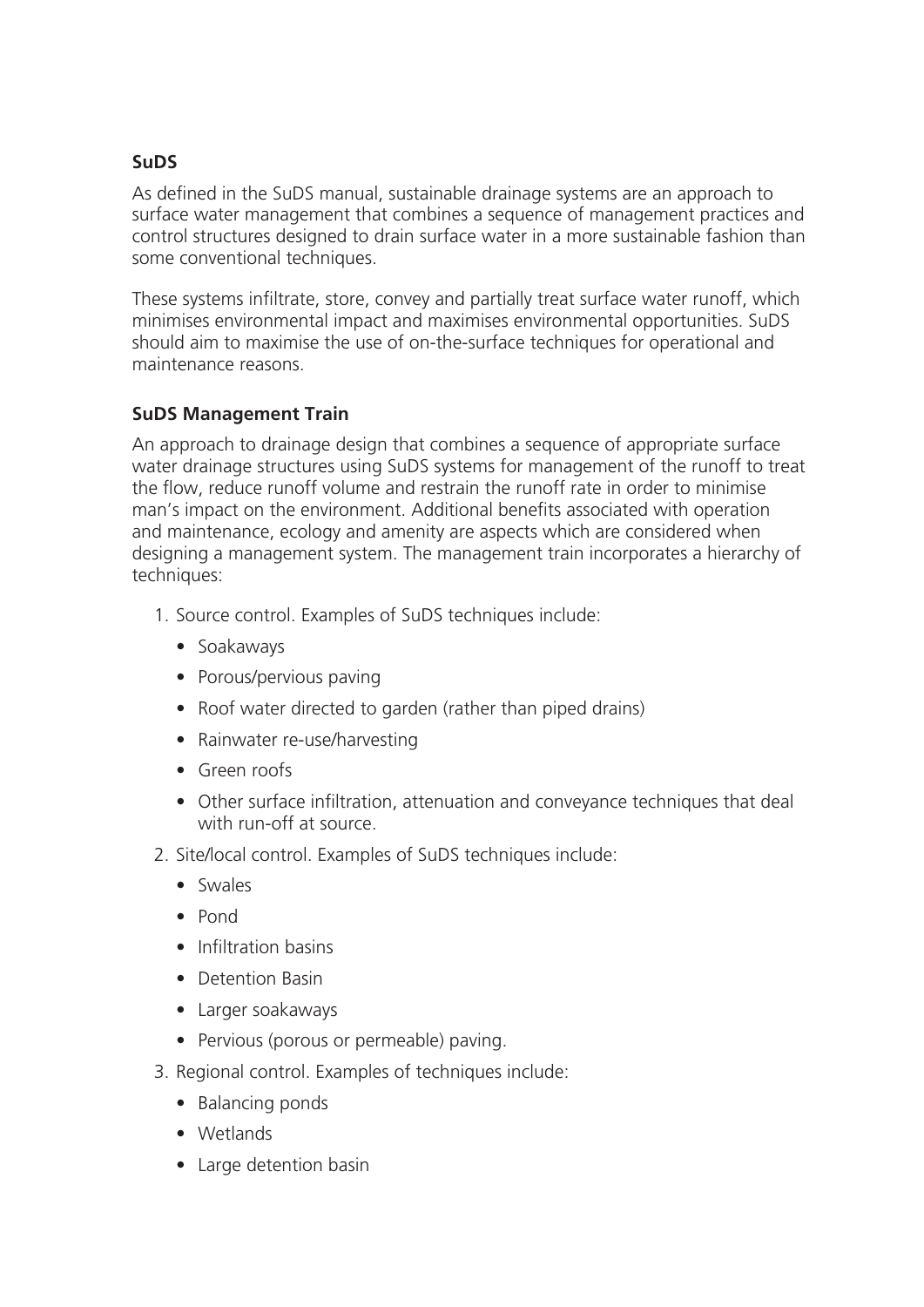**SuDS**

As defined in the SuDS manual, sustainable drainage systems are an approach to surface water management that combines a sequence of management practices and control structures designed to drain surface water in a more sustainable fashion than some conventional techniques.

These systems infiltrate, store, convey and partially treat surface water runoff, which minimises environmental impact and maximises environmental opportunities. SuDS should aim to maximise the use of on-the-surface techniques for operational and maintenance reasons.

**SuDS Management Train**

An approach to drainage design that combines a sequence of appropriate surface water drainage structures using SuDS systems for management of the runoff to treat the flow, reduce runoff volume and restrain the runoff rate in order to minimise man's impact on the environment. Additional benefits associated with operation and maintenance, ecology and amenity are aspects which are considered when designing a management system. The management train incorporates a hierarchy of techniques:

1. Source control. Examples of SuDS techniques include:
   - Soakaways
   - Porous/pervious paving
   - Roof water directed to garden (rather than piped drains)
   - Rainwater re-use/harvesting
   - Green roofs
   - Other surface infiltration, attenuation and conveyance techniques that deal with run-off at source.
2. Site/local control. Examples of SuDS techniques include:
   - Swales
   - Pond
   - Infiltration basins
   - Detention Basin
   - Larger soakaways
   - Pervious (porous or permeable) paving.
3. Regional control. Examples of techniques include:
   - Balancing ponds
   - Wetlands
   - Large detention basin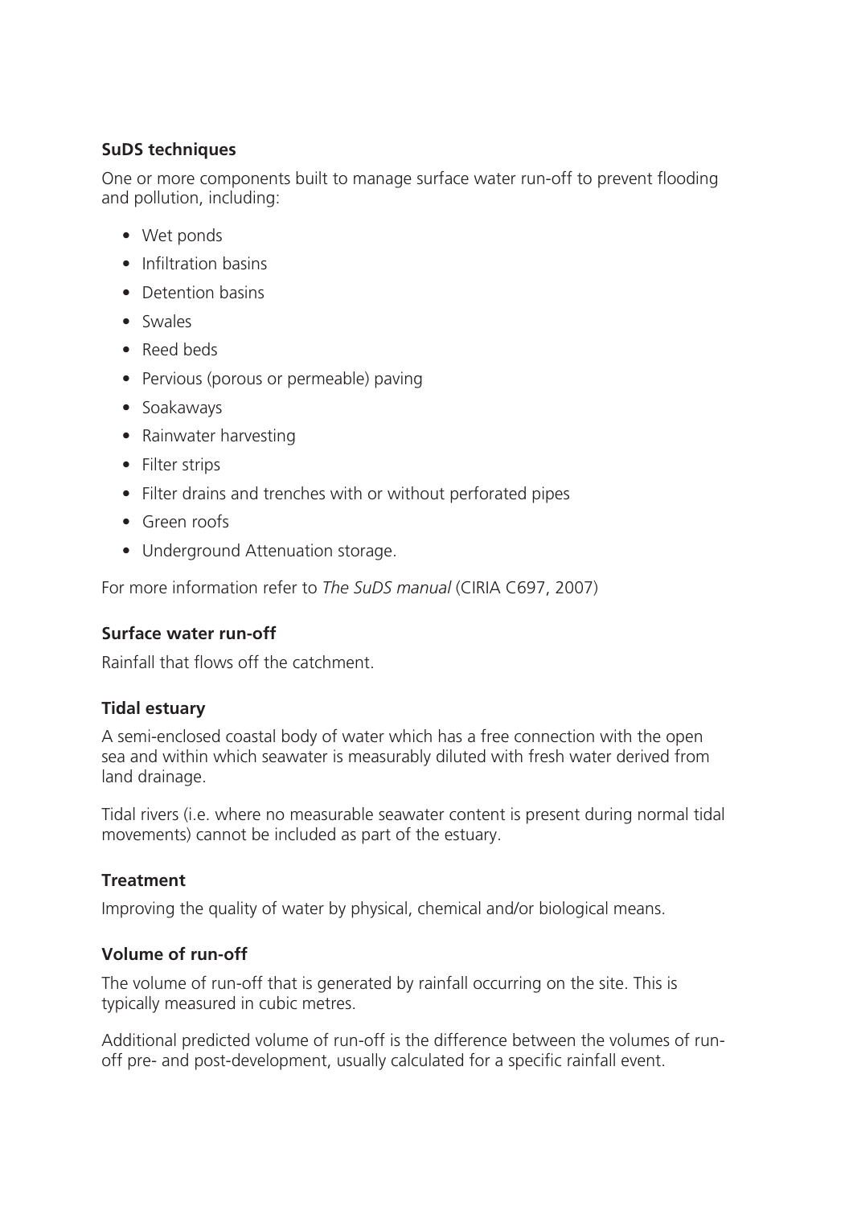**SuDS techniques**

One or more components built to manage surface water run-off to prevent flooding and pollution, including:

- Wet ponds
- Infiltration basins
- Detention basins
- Swales
- Reed beds
- Pervious (porous or permeable) paving
- Soakaways
- Rainwater harvesting
- Filter strips
- Filter drains and trenches with or without perforated pipes
- Green roofs
- Underground Attenuation storage.

For more information refer to *The SuDS manual* (CIRIA C697, 2007)

**Surface water run-off**

Rainfall that flows off the catchment.

**Tidal estuary**

A semi-enclosed coastal body of water which has a free connection with the open sea and within which seawater is measurably diluted with fresh water derived from land drainage.

Tidal rivers (i.e. where no measurable seawater content is present during normal tidal movements) cannot be included as part of the estuary.

**Treatment**

Improving the quality of water by physical, chemical and/or biological means.

**Volume of run-off**

The volume of run-off that is generated by rainfall occurring on the site. This is typically measured in cubic metres.

Additional predicted volume of run-off is the difference between the volumes of run-off pre- and post-development, usually calculated for a specific rainfall event.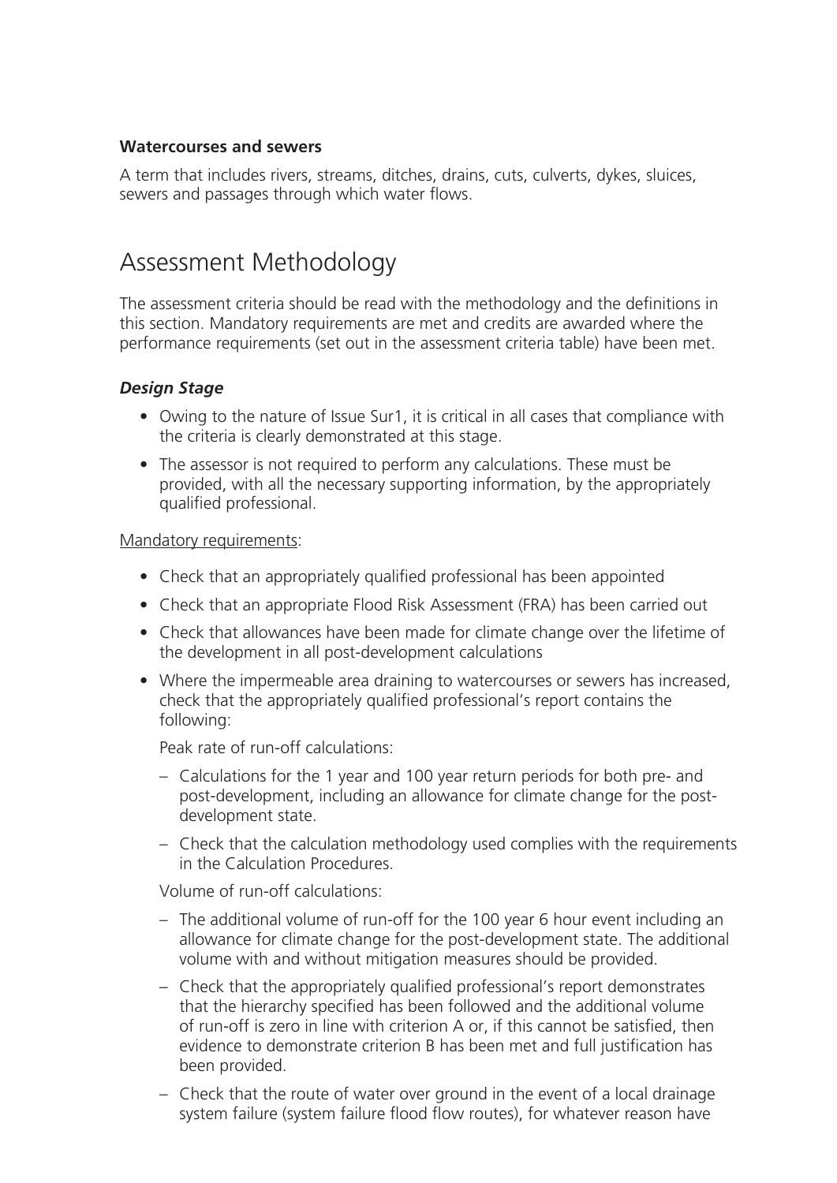**Watercourses and sewers**

A term that includes rivers, streams, ditches, drains, cuts, culverts, dykes, sluices, sewers and passages through which water flows.

# Assessment Methodology

The assessment criteria should be read with the methodology and the definitions in this section. Mandatory requirements are met and credits are awarded where the performance requirements (set out in the assessment criteria table) have been met.

### *Design Stage*

- Owing to the nature of Issue Sur1, it is critical in all cases that compliance with the criteria is clearly demonstrated at this stage.
- The assessor is not required to perform any calculations. These must be provided, with all the necessary supporting information, by the appropriately qualified professional.

Mandatory requirements:

- Check that an appropriately qualified professional has been appointed
- Check that an appropriate Flood Risk Assessment (FRA) has been carried out
- Check that allowances have been made for climate change over the lifetime of the development in all post-development calculations
- Where the impermeable area draining to watercourses or sewers has increased, check that the appropriately qualified professional's report contains the following:

  Peak rate of run-off calculations:

  – Calculations for the 1 year and 100 year return periods for both pre- and post-development, including an allowance for climate change for the post-development state.

  – Check that the calculation methodology used complies with the requirements in the Calculation Procedures.

  Volume of run-off calculations:

  – The additional volume of run-off for the 100 year 6 hour event including an allowance for climate change for the post-development state. The additional volume with and without mitigation measures should be provided.

  – Check that the appropriately qualified professional's report demonstrates that the hierarchy specified has been followed and the additional volume of run-off is zero in line with criterion A or, if this cannot be satisfied, then evidence to demonstrate criterion B has been met and full justification has been provided.

  – Check that the route of water over ground in the event of a local drainage system failure (system failure flood flow routes), for whatever reason have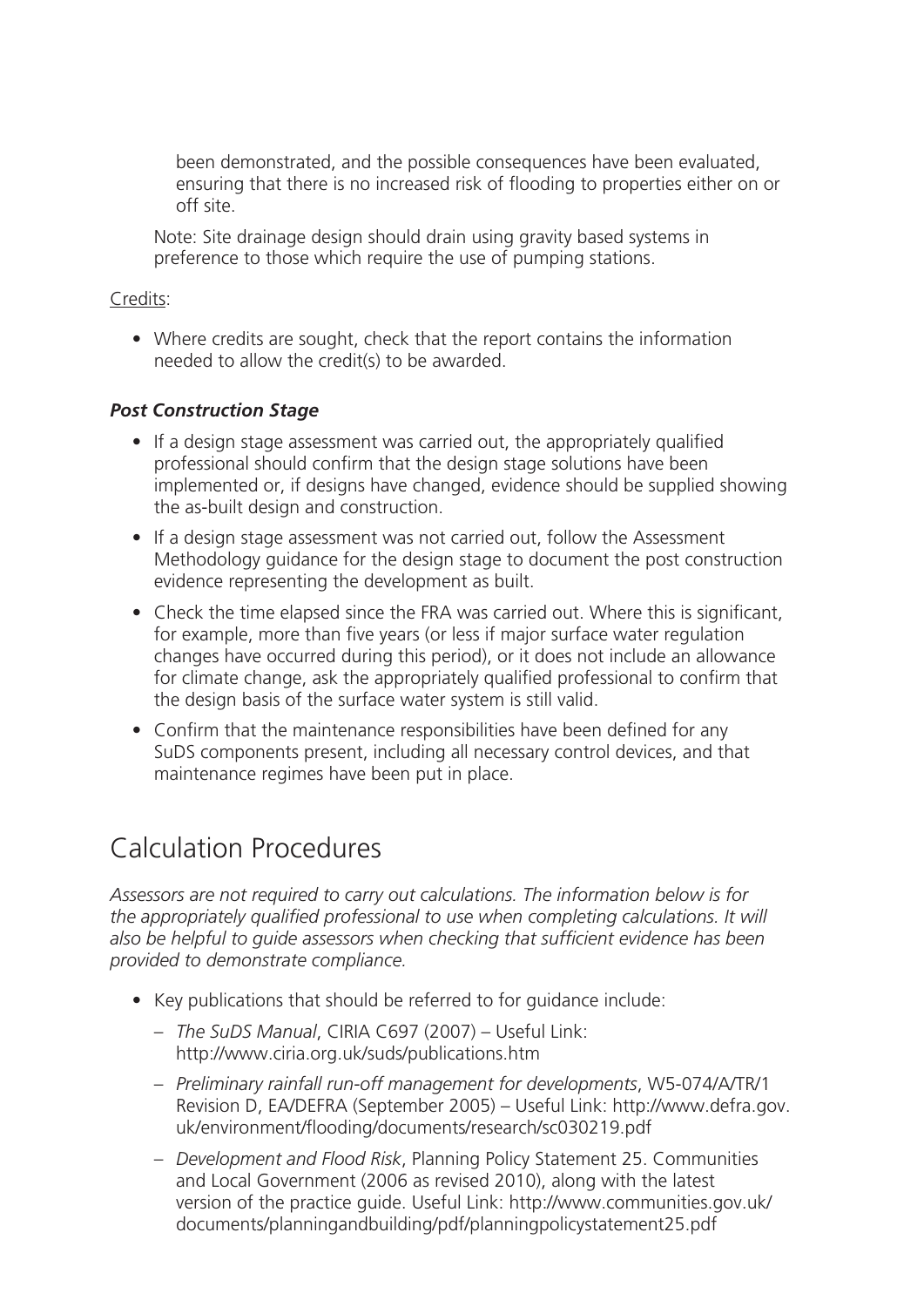been demonstrated, and the possible consequences have been evaluated, ensuring that there is no increased risk of flooding to properties either on or off site.

Note: Site drainage design should drain using gravity based systems in preference to those which require the use of pumping stations.

Credits:

- Where credits are sought, check that the report contains the information needed to allow the credit(s) to be awarded.

### *Post Construction Stage*

- If a design stage assessment was carried out, the appropriately qualified professional should confirm that the design stage solutions have been implemented or, if designs have changed, evidence should be supplied showing the as-built design and construction.
- If a design stage assessment was not carried out, follow the Assessment Methodology guidance for the design stage to document the post construction evidence representing the development as built.
- Check the time elapsed since the FRA was carried out. Where this is significant, for example, more than five years (or less if major surface water regulation changes have occurred during this period), or it does not include an allowance for climate change, ask the appropriately qualified professional to confirm that the design basis of the surface water system is still valid.
- Confirm that the maintenance responsibilities have been defined for any SuDS components present, including all necessary control devices, and that maintenance regimes have been put in place.

## Calculation Procedures

*Assessors are not required to carry out calculations. The information below is for the appropriately qualified professional to use when completing calculations. It will also be helpful to guide assessors when checking that sufficient evidence has been provided to demonstrate compliance.*

- Key publications that should be referred to for guidance include:
  - *The SuDS Manual*, CIRIA C697 (2007) – Useful Link: http://www.ciria.org.uk/suds/publications.htm
  - *Preliminary rainfall run-off management for developments*, W5-074/A/TR/1 Revision D, EA/DEFRA (September 2005) – Useful Link: http://www.defra.gov.uk/environment/flooding/documents/research/sc030219.pdf
  - *Development and Flood Risk*, Planning Policy Statement 25. Communities and Local Government (2006 as revised 2010), along with the latest version of the practice guide. Useful Link: http://www.communities.gov.uk/documents/planningandbuilding/pdf/planningpolicystatement25.pdf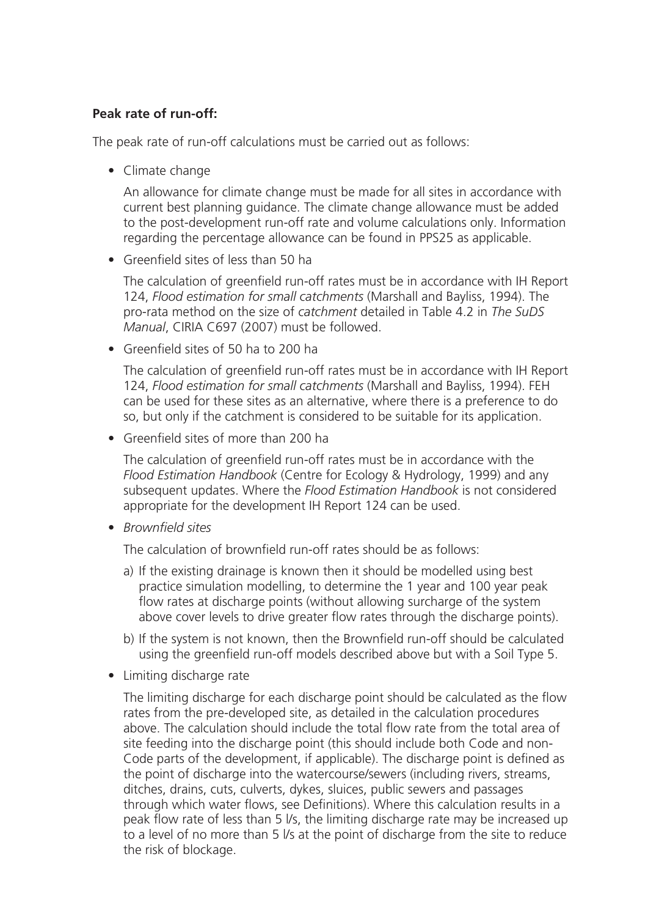**Peak rate of run-off:**

The peak rate of run-off calculations must be carried out as follows:

- Climate change

  An allowance for climate change must be made for all sites in accordance with current best planning guidance. The climate change allowance must be added to the post-development run-off rate and volume calculations only. Information regarding the percentage allowance can be found in PPS25 as applicable.

- Greenfield sites of less than 50 ha

  The calculation of greenfield run-off rates must be in accordance with IH Report 124, *Flood estimation for small catchments* (Marshall and Bayliss, 1994). The pro-rata method on the size of *catchment* detailed in Table 4.2 in *The SuDS Manual*, CIRIA C697 (2007) must be followed.

- Greenfield sites of 50 ha to 200 ha

  The calculation of greenfield run-off rates must be in accordance with IH Report 124, *Flood estimation for small catchments* (Marshall and Bayliss, 1994). FEH can be used for these sites as an alternative, where there is a preference to do so, but only if the catchment is considered to be suitable for its application.

- Greenfield sites of more than 200 ha

  The calculation of greenfield run-off rates must be in accordance with the *Flood Estimation Handbook* (Centre for Ecology & Hydrology, 1999) and any subsequent updates. Where the *Flood Estimation Handbook* is not considered appropriate for the development IH Report 124 can be used.

- *Brownfield sites*

  The calculation of brownfield run-off rates should be as follows:

  a) If the existing drainage is known then it should be modelled using best practice simulation modelling, to determine the 1 year and 100 year peak flow rates at discharge points (without allowing surcharge of the system above cover levels to drive greater flow rates through the discharge points).

  b) If the system is not known, then the Brownfield run-off should be calculated using the greenfield run-off models described above but with a Soil Type 5.

- Limiting discharge rate

  The limiting discharge for each discharge point should be calculated as the flow rates from the pre-developed site, as detailed in the calculation procedures above. The calculation should include the total flow rate from the total area of site feeding into the discharge point (this should include both Code and non-Code parts of the development, if applicable). The discharge point is defined as the point of discharge into the watercourse/sewers (including rivers, streams, ditches, drains, cuts, culverts, dykes, sluices, public sewers and passages through which water flows, see Definitions). Where this calculation results in a peak flow rate of less than 5 l/s, the limiting discharge rate may be increased up to a level of no more than 5 l/s at the point of discharge from the site to reduce the risk of blockage.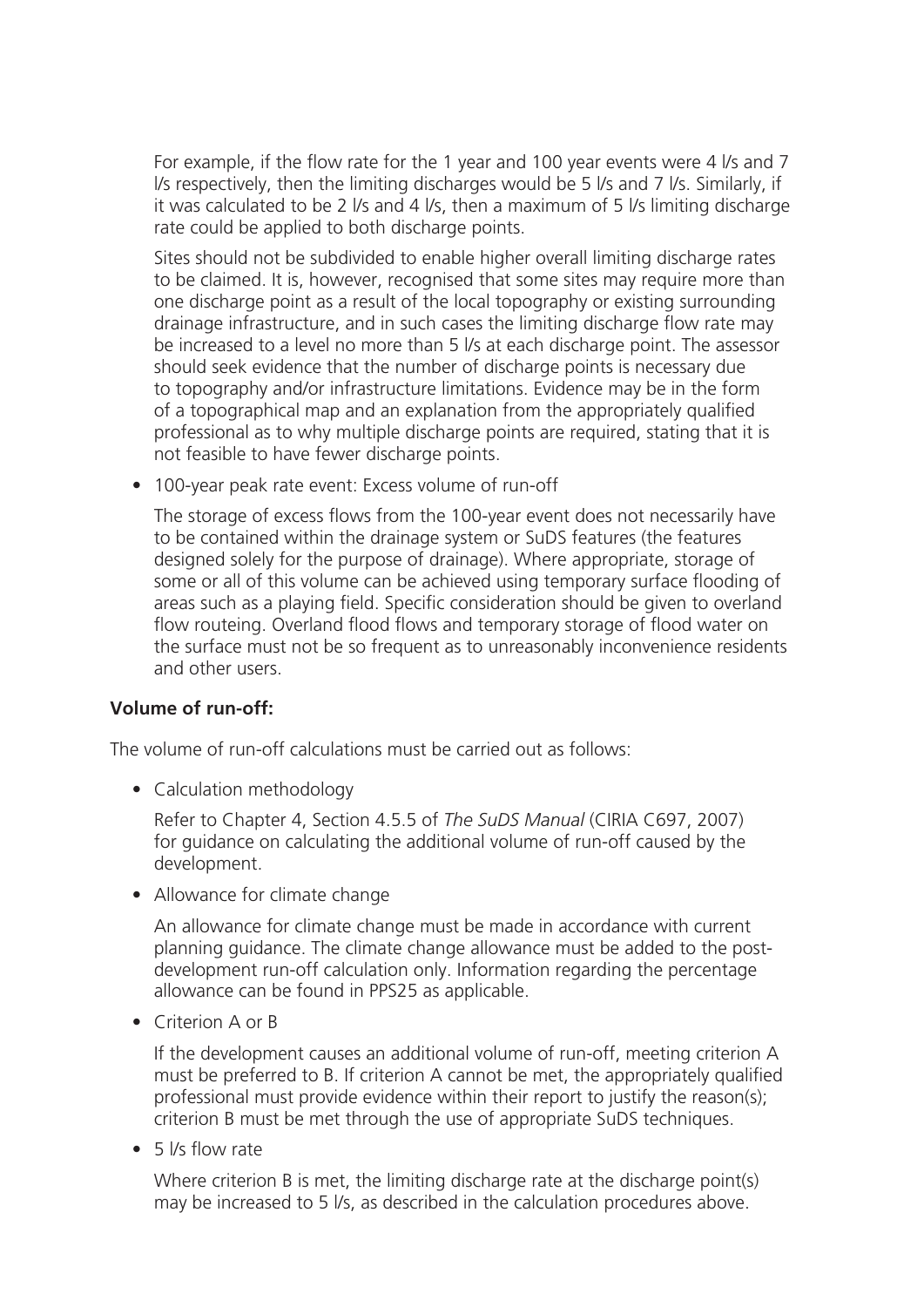For example, if the flow rate for the 1 year and 100 year events were 4 l/s and 7 l/s respectively, then the limiting discharges would be 5 l/s and 7 l/s. Similarly, if it was calculated to be 2 l/s and 4 l/s, then a maximum of 5 l/s limiting discharge rate could be applied to both discharge points.

Sites should not be subdivided to enable higher overall limiting discharge rates to be claimed. It is, however, recognised that some sites may require more than one discharge point as a result of the local topography or existing surrounding drainage infrastructure, and in such cases the limiting discharge flow rate may be increased to a level no more than 5 l/s at each discharge point. The assessor should seek evidence that the number of discharge points is necessary due to topography and/or infrastructure limitations. Evidence may be in the form of a topographical map and an explanation from the appropriately qualified professional as to why multiple discharge points are required, stating that it is not feasible to have fewer discharge points.

- 100-year peak rate event: Excess volume of run-off

  The storage of excess flows from the 100-year event does not necessarily have to be contained within the drainage system or SuDS features (the features designed solely for the purpose of drainage). Where appropriate, storage of some or all of this volume can be achieved using temporary surface flooding of areas such as a playing field. Specific consideration should be given to overland flow routeing. Overland flood flows and temporary storage of flood water on the surface must not be so frequent as to unreasonably inconvenience residents and other users.

**Volume of run-off:**

The volume of run-off calculations must be carried out as follows:

- Calculation methodology

  Refer to Chapter 4, Section 4.5.5 of *The SuDS Manual* (CIRIA C697, 2007) for guidance on calculating the additional volume of run-off caused by the development.

- Allowance for climate change

  An allowance for climate change must be made in accordance with current planning guidance. The climate change allowance must be added to the post-development run-off calculation only. Information regarding the percentage allowance can be found in PPS25 as applicable.

- Criterion A or B

  If the development causes an additional volume of run-off, meeting criterion A must be preferred to B. If criterion A cannot be met, the appropriately qualified professional must provide evidence within their report to justify the reason(s); criterion B must be met through the use of appropriate SuDS techniques.

- 5 l/s flow rate

  Where criterion B is met, the limiting discharge rate at the discharge point(s) may be increased to 5 l/s, as described in the calculation procedures above.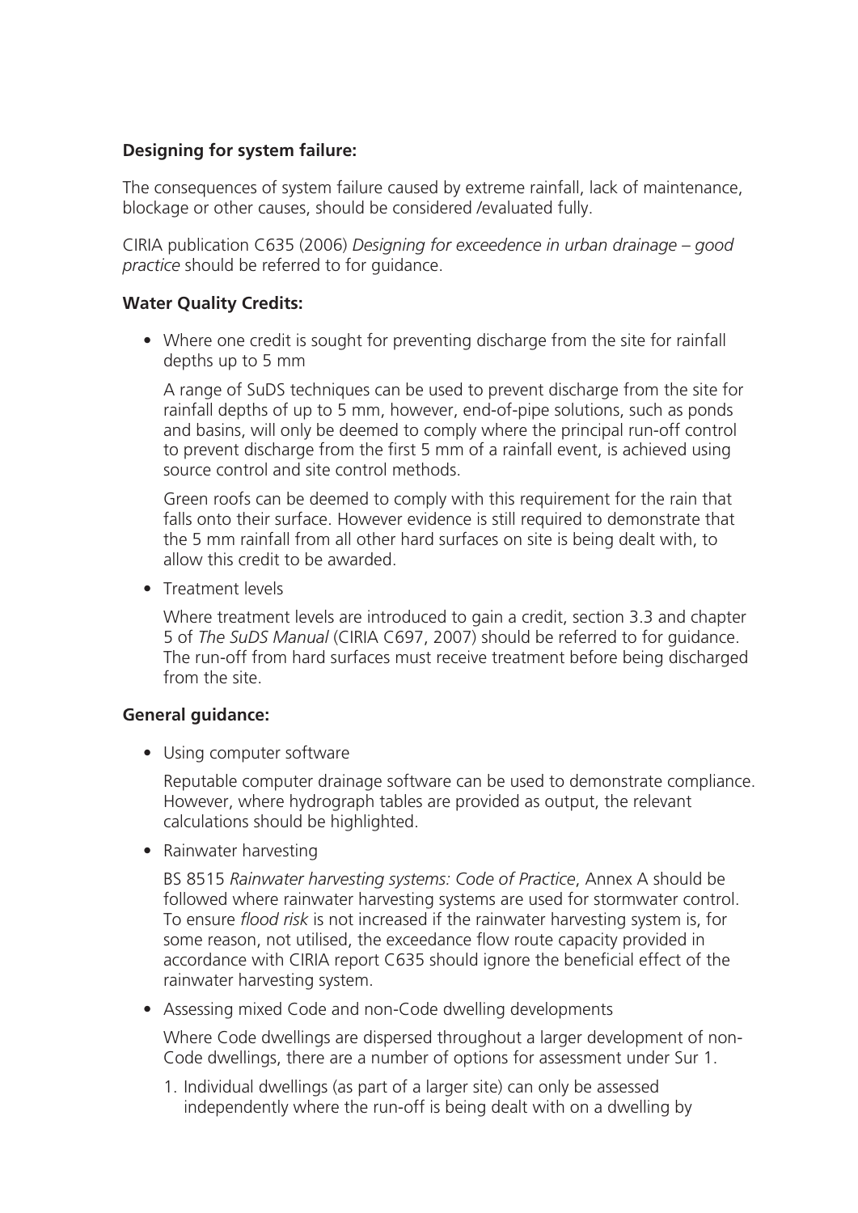**Designing for system failure:**

The consequences of system failure caused by extreme rainfall, lack of maintenance, blockage or other causes, should be considered /evaluated fully.

CIRIA publication C635 (2006) *Designing for exceedence in urban drainage – good practice* should be referred to for guidance.

**Water Quality Credits:**

- Where one credit is sought for preventing discharge from the site for rainfall depths up to 5 mm

  A range of SuDS techniques can be used to prevent discharge from the site for rainfall depths of up to 5 mm, however, end-of-pipe solutions, such as ponds and basins, will only be deemed to comply where the principal run-off control to prevent discharge from the first 5 mm of a rainfall event, is achieved using source control and site control methods.

  Green roofs can be deemed to comply with this requirement for the rain that falls onto their surface. However evidence is still required to demonstrate that the 5 mm rainfall from all other hard surfaces on site is being dealt with, to allow this credit to be awarded.

- Treatment levels

  Where treatment levels are introduced to gain a credit, section 3.3 and chapter 5 of *The SuDS Manual* (CIRIA C697, 2007) should be referred to for guidance. The run-off from hard surfaces must receive treatment before being discharged from the site.

**General guidance:**

- Using computer software

  Reputable computer drainage software can be used to demonstrate compliance. However, where hydrograph tables are provided as output, the relevant calculations should be highlighted.

- Rainwater harvesting

  BS 8515 *Rainwater harvesting systems: Code of Practice*, Annex A should be followed where rainwater harvesting systems are used for stormwater control. To ensure *flood risk* is not increased if the rainwater harvesting system is, for some reason, not utilised, the exceedance flow route capacity provided in accordance with CIRIA report C635 should ignore the beneficial effect of the rainwater harvesting system.

- Assessing mixed Code and non-Code dwelling developments

  Where Code dwellings are dispersed throughout a larger development of non-Code dwellings, there are a number of options for assessment under Sur 1.

  1. Individual dwellings (as part of a larger site) can only be assessed independently where the run-off is being dealt with on a dwelling by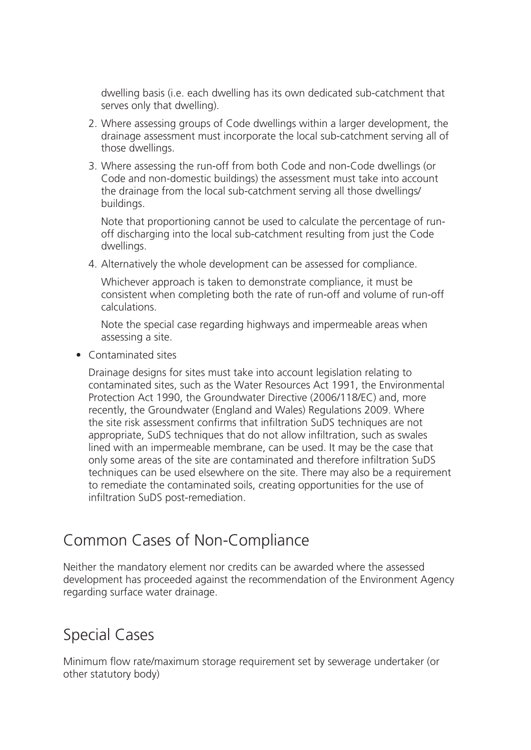dwelling basis (i.e. each dwelling has its own dedicated sub-catchment that serves only that dwelling).

2. Where assessing groups of Code dwellings within a larger development, the drainage assessment must incorporate the local sub-catchment serving all of those dwellings.
3. Where assessing the run-off from both Code and non-Code dwellings (or Code and non-domestic buildings) the assessment must take into account the drainage from the local sub-catchment serving all those dwellings/ buildings.

   Note that proportioning cannot be used to calculate the percentage of run-off discharging into the local sub-catchment resulting from just the Code dwellings.
4. Alternatively the whole development can be assessed for compliance.

   Whichever approach is taken to demonstrate compliance, it must be consistent when completing both the rate of run-off and volume of run-off calculations.

   Note the special case regarding highways and impermeable areas when assessing a site.

- Contaminated sites

  Drainage designs for sites must take into account legislation relating to contaminated sites, such as the Water Resources Act 1991, the Environmental Protection Act 1990, the Groundwater Directive (2006/118/EC) and, more recently, the Groundwater (England and Wales) Regulations 2009. Where the site risk assessment confirms that infiltration SuDS techniques are not appropriate, SuDS techniques that do not allow infiltration, such as swales lined with an impermeable membrane, can be used. It may be the case that only some areas of the site are contaminated and therefore infiltration SuDS techniques can be used elsewhere on the site. There may also be a requirement to remediate the contaminated soils, creating opportunities for the use of infiltration SuDS post-remediation.

## Common Cases of Non-Compliance

Neither the mandatory element nor credits can be awarded where the assessed development has proceeded against the recommendation of the Environment Agency regarding surface water drainage.

## Special Cases

Minimum flow rate/maximum storage requirement set by sewerage undertaker (or other statutory body)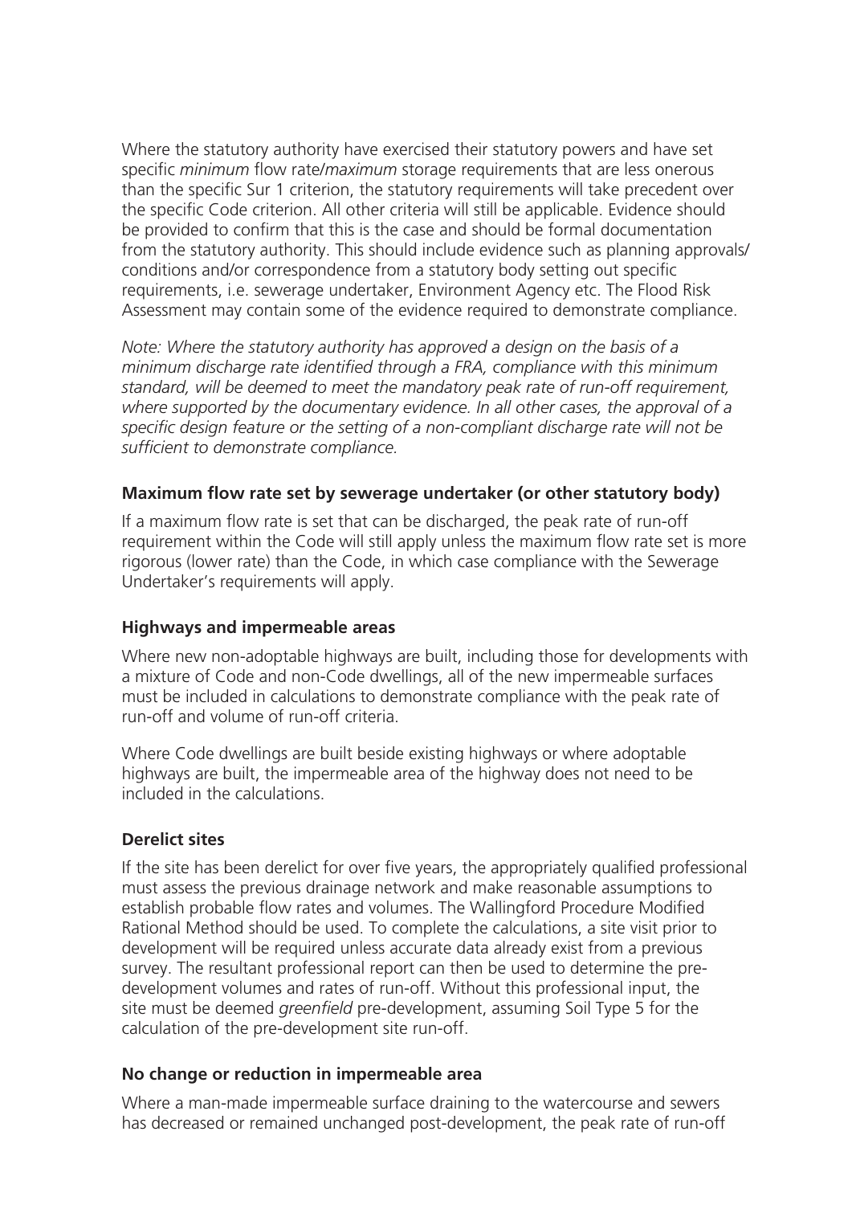Where the statutory authority have exercised their statutory powers and have set specific *minimum* flow rate/*maximum* storage requirements that are less onerous than the specific Sur 1 criterion, the statutory requirements will take precedent over the specific Code criterion. All other criteria will still be applicable. Evidence should be provided to confirm that this is the case and should be formal documentation from the statutory authority. This should include evidence such as planning approvals/ conditions and/or correspondence from a statutory body setting out specific requirements, i.e. sewerage undertaker, Environment Agency etc. The Flood Risk Assessment may contain some of the evidence required to demonstrate compliance.

*Note: Where the statutory authority has approved a design on the basis of a minimum discharge rate identified through a FRA, compliance with this minimum standard, will be deemed to meet the mandatory peak rate of run-off requirement, where supported by the documentary evidence. In all other cases, the approval of a specific design feature or the setting of a non-compliant discharge rate will not be sufficient to demonstrate compliance.*

**Maximum flow rate set by sewerage undertaker (or other statutory body)**

If a maximum flow rate is set that can be discharged, the peak rate of run-off requirement within the Code will still apply unless the maximum flow rate set is more rigorous (lower rate) than the Code, in which case compliance with the Sewerage Undertaker's requirements will apply.

**Highways and impermeable areas**

Where new non-adoptable highways are built, including those for developments with a mixture of Code and non-Code dwellings, all of the new impermeable surfaces must be included in calculations to demonstrate compliance with the peak rate of run-off and volume of run-off criteria.

Where Code dwellings are built beside existing highways or where adoptable highways are built, the impermeable area of the highway does not need to be included in the calculations.

**Derelict sites**

If the site has been derelict for over five years, the appropriately qualified professional must assess the previous drainage network and make reasonable assumptions to establish probable flow rates and volumes. The Wallingford Procedure Modified Rational Method should be used. To complete the calculations, a site visit prior to development will be required unless accurate data already exist from a previous survey. The resultant professional report can then be used to determine the pre-development volumes and rates of run-off. Without this professional input, the site must be deemed *greenfield* pre-development, assuming Soil Type 5 for the calculation of the pre-development site run-off.

**No change or reduction in impermeable area**

Where a man-made impermeable surface draining to the watercourse and sewers has decreased or remained unchanged post-development, the peak rate of run-off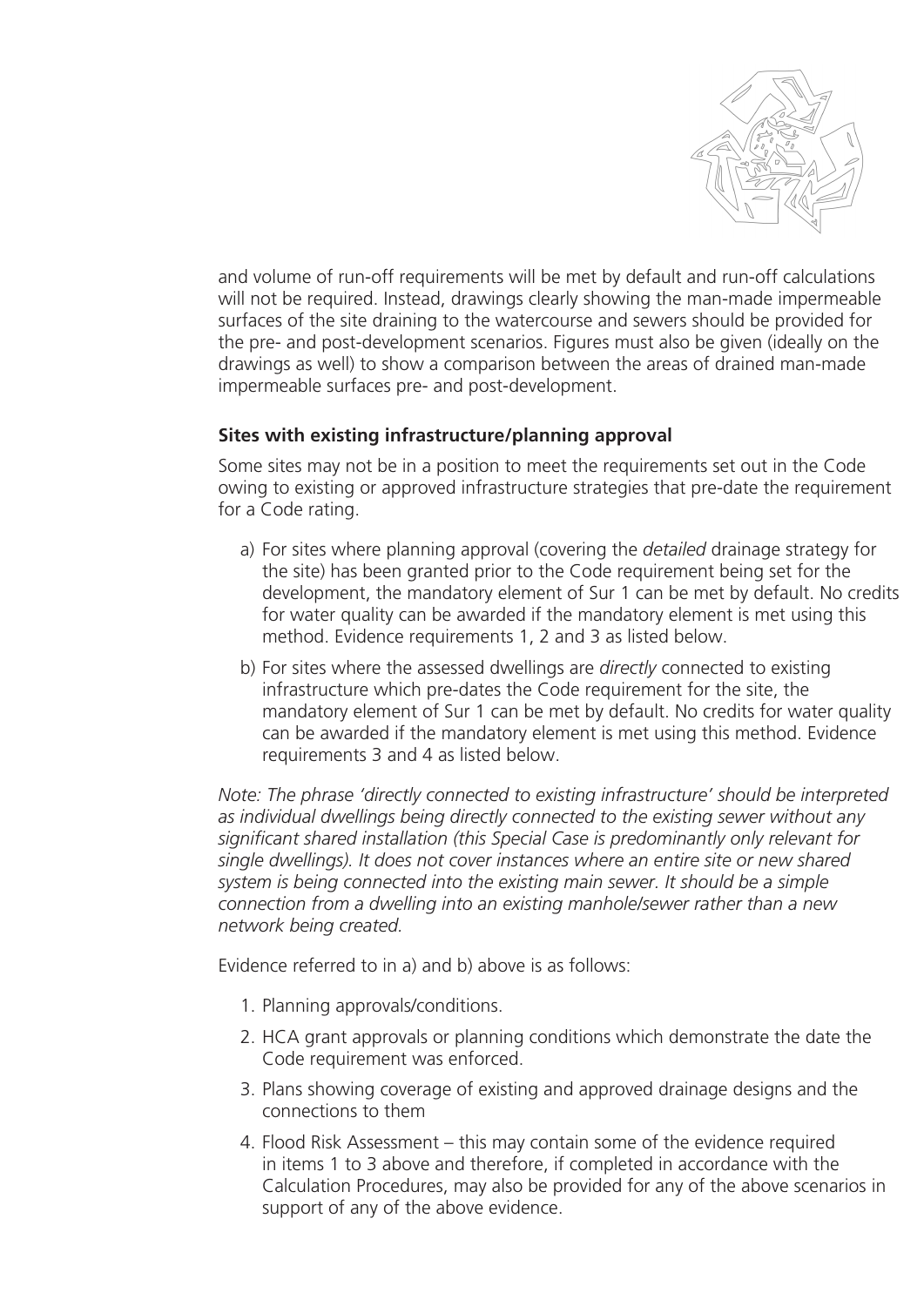and volume of run-off requirements will be met by default and run-off calculations will not be required. Instead, drawings clearly showing the man-made impermeable surfaces of the site draining to the watercourse and sewers should be provided for the pre- and post-development scenarios. Figures must also be given (ideally on the drawings as well) to show a comparison between the areas of drained man-made impermeable surfaces pre- and post-development.

**Sites with existing infrastructure/planning approval**

Some sites may not be in a position to meet the requirements set out in the Code owing to existing or approved infrastructure strategies that pre-date the requirement for a Code rating.

a) For sites where planning approval (covering the *detailed* drainage strategy for the site) has been granted prior to the Code requirement being set for the development, the mandatory element of Sur 1 can be met by default. No credits for water quality can be awarded if the mandatory element is met using this method. Evidence requirements 1, 2 and 3 as listed below.

b) For sites where the assessed dwellings are *directly* connected to existing infrastructure which pre-dates the Code requirement for the site, the mandatory element of Sur 1 can be met by default. No credits for water quality can be awarded if the mandatory element is met using this method. Evidence requirements 3 and 4 as listed below.

*Note: The phrase 'directly connected to existing infrastructure' should be interpreted as individual dwellings being directly connected to the existing sewer without any significant shared installation (this Special Case is predominantly only relevant for single dwellings). It does not cover instances where an entire site or new shared system is being connected into the existing main sewer. It should be a simple connection from a dwelling into an existing manhole/sewer rather than a new network being created.*

Evidence referred to in a) and b) above is as follows:

1. Planning approvals/conditions.
2. HCA grant approvals or planning conditions which demonstrate the date the Code requirement was enforced.
3. Plans showing coverage of existing and approved drainage designs and the connections to them
4. Flood Risk Assessment – this may contain some of the evidence required in items 1 to 3 above and therefore, if completed in accordance with the Calculation Procedures, may also be provided for any of the above scenarios in support of any of the above evidence.